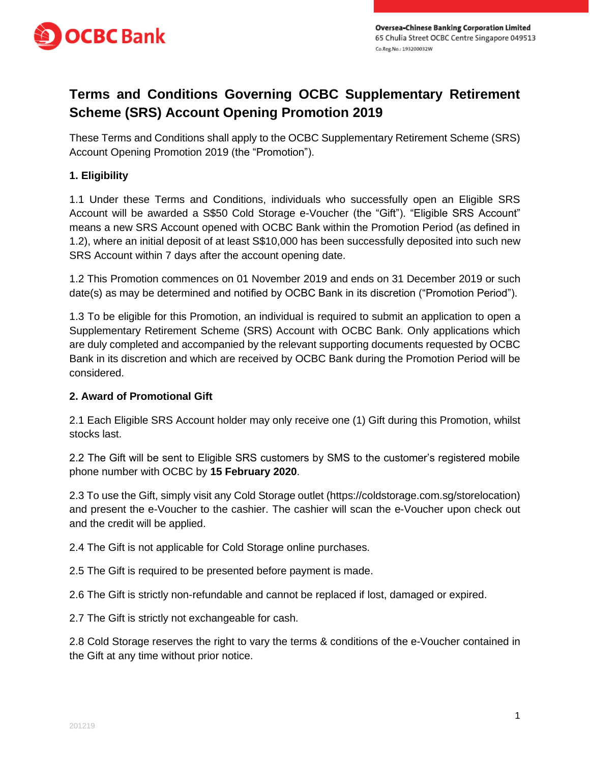# Terms and Conditions Governing OCBC Supplementary Retirement Scheme (SRS) Account Opening Promotion 2019

These Terms and Conditions shall apply to the OCBC Supplementary Retirement Scheme (SRS) Account Opening Promotion 2019 (the "Promotion").

**1. Eligibility**

1.1 Under these Terms and Conditions, individuals who successfully open an Eligible SRS Account will be awarded a S$50 Cold Storage e-Voucher (the "Gift"). "Eligible SRS Account" means a new SRS Account opened with OCBC Bank within the Promotion Period (as defined in 1.2), where an initial deposit of at least S$10,000 has been successfully deposited into such new SRS Account within 7 days after the account opening date.

1.2 This Promotion commences on 01 November 2019 and ends on 31 December 2019 or such date(s) as may be determined and notified by OCBC Bank in its discretion ("Promotion Period").

1.3 To be eligible for this Promotion, an individual is required to submit an application to open a Supplementary Retirement Scheme (SRS) Account with OCBC Bank. Only applications which are duly completed and accompanied by the relevant supporting documents requested by OCBC Bank in its discretion and which are received by OCBC Bank during the Promotion Period will be considered.

**2. Award of Promotional Gift**

2.1 Each Eligible SRS Account holder may only receive one (1) Gift during this Promotion, whilst stocks last.

2.2 The Gift will be sent to Eligible SRS customers by SMS to the customer's registered mobile phone number with OCBC by **15 February 2020**.

2.3 To use the Gift, simply visit any Cold Storage outlet (https://coldstorage.com.sg/storelocation) and present the e-Voucher to the cashier. The cashier will scan the e-Voucher upon check out and the credit will be applied.

2.4 The Gift is not applicable for Cold Storage online purchases.

2.5 The Gift is required to be presented before payment is made.

2.6 The Gift is strictly non-refundable and cannot be replaced if lost, damaged or expired.

2.7 The Gift is strictly not exchangeable for cash.

2.8 Cold Storage reserves the right to vary the terms & conditions of the e-Voucher contained in the Gift at any time without prior notice.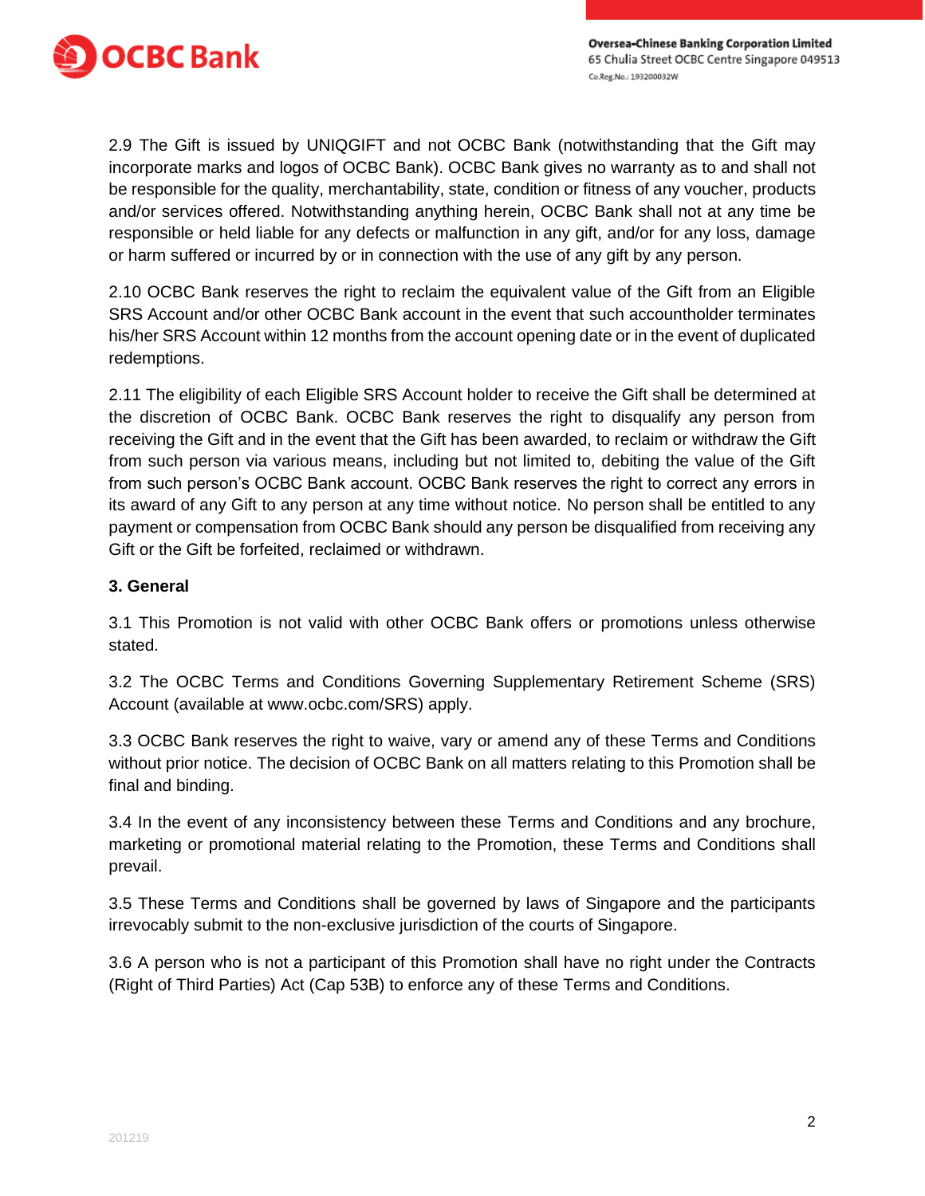2.9 The Gift is issued by UNIQGIFT and not OCBC Bank (notwithstanding that the Gift may incorporate marks and logos of OCBC Bank). OCBC Bank gives no warranty as to and shall not be responsible for the quality, merchantability, state, condition or fitness of any voucher, products and/or services offered. Notwithstanding anything herein, OCBC Bank shall not at any time be responsible or held liable for any defects or malfunction in any gift, and/or for any loss, damage or harm suffered or incurred by or in connection with the use of any gift by any person.

2.10 OCBC Bank reserves the right to reclaim the equivalent value of the Gift from an Eligible SRS Account and/or other OCBC Bank account in the event that such accountholder terminates his/her SRS Account within 12 months from the account opening date or in the event of duplicated redemptions.

2.11 The eligibility of each Eligible SRS Account holder to receive the Gift shall be determined at the discretion of OCBC Bank. OCBC Bank reserves the right to disqualify any person from receiving the Gift and in the event that the Gift has been awarded, to reclaim or withdraw the Gift from such person via various means, including but not limited to, debiting the value of the Gift from such person's OCBC Bank account. OCBC Bank reserves the right to correct any errors in its award of any Gift to any person at any time without notice. No person shall be entitled to any payment or compensation from OCBC Bank should any person be disqualified from receiving any Gift or the Gift be forfeited, reclaimed or withdrawn.

**3. General**

3.1 This Promotion is not valid with other OCBC Bank offers or promotions unless otherwise stated.

3.2 The OCBC Terms and Conditions Governing Supplementary Retirement Scheme (SRS) Account (available at www.ocbc.com/SRS) apply.

3.3 OCBC Bank reserves the right to waive, vary or amend any of these Terms and Conditions without prior notice. The decision of OCBC Bank on all matters relating to this Promotion shall be final and binding.

3.4 In the event of any inconsistency between these Terms and Conditions and any brochure, marketing or promotional material relating to the Promotion, these Terms and Conditions shall prevail.

3.5 These Terms and Conditions shall be governed by laws of Singapore and the participants irrevocably submit to the non-exclusive jurisdiction of the courts of Singapore.

3.6 A person who is not a participant of this Promotion shall have no right under the Contracts (Right of Third Parties) Act (Cap 53B) to enforce any of these Terms and Conditions.